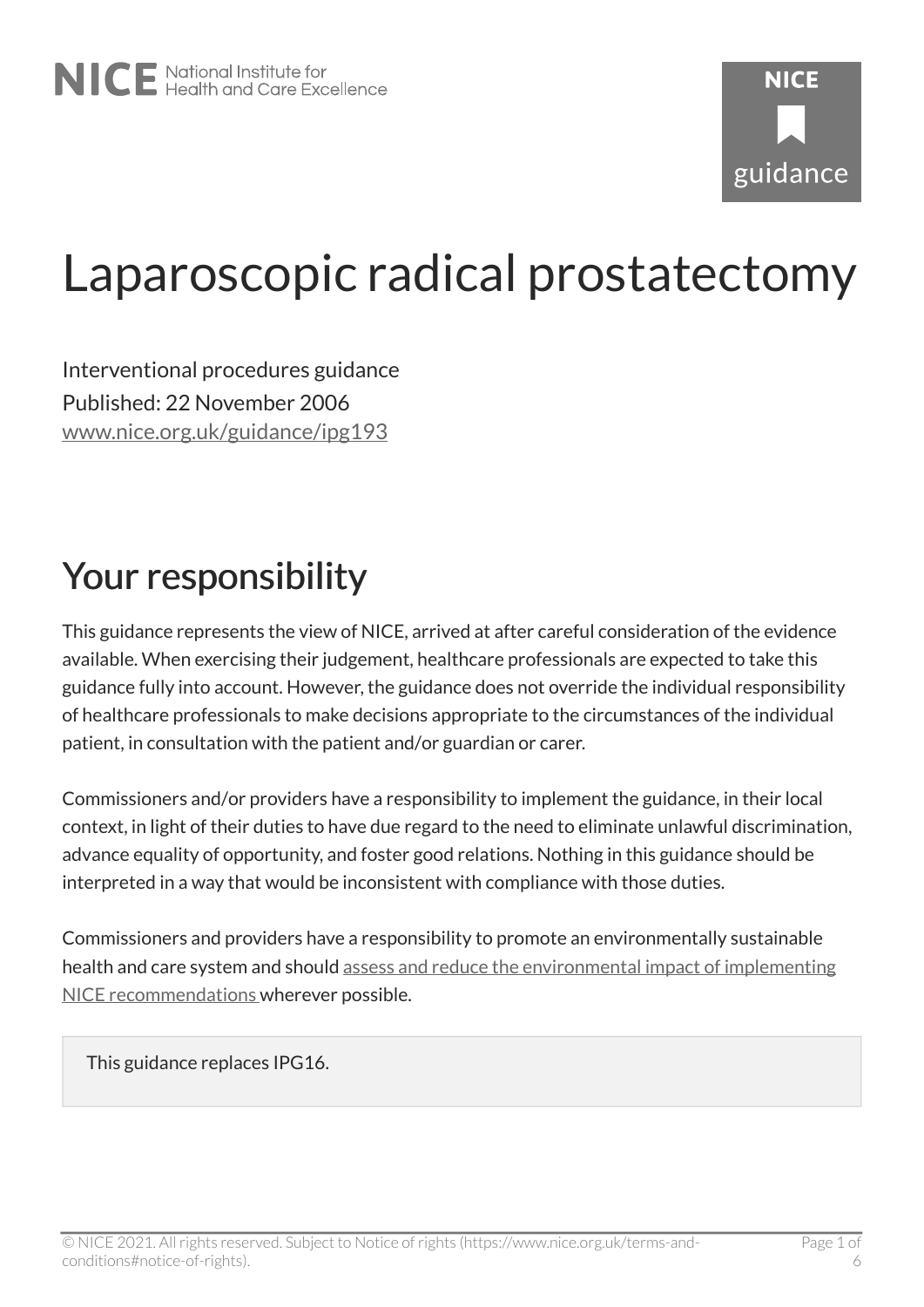# Laparoscopic radical prostatectomy

Interventional procedures guidance

Published: 22 November 2006

www.nice.org.uk/guidance/ipg193

## Your responsibility

This guidance represents the view of NICE, arrived at after careful consideration of the evidence available. When exercising their judgement, healthcare professionals are expected to take this guidance fully into account. However, the guidance does not override the individual responsibility of healthcare professionals to make decisions appropriate to the circumstances of the individual patient, in consultation with the patient and/or guardian or carer.

Commissioners and/or providers have a responsibility to implement the guidance, in their local context, in light of their duties to have due regard to the need to eliminate unlawful discrimination, advance equality of opportunity, and foster good relations. Nothing in this guidance should be interpreted in a way that would be inconsistent with compliance with those duties.

Commissioners and providers have a responsibility to promote an environmentally sustainable health and care system and should assess and reduce the environmental impact of implementing NICE recommendations wherever possible.

This guidance replaces IPG16.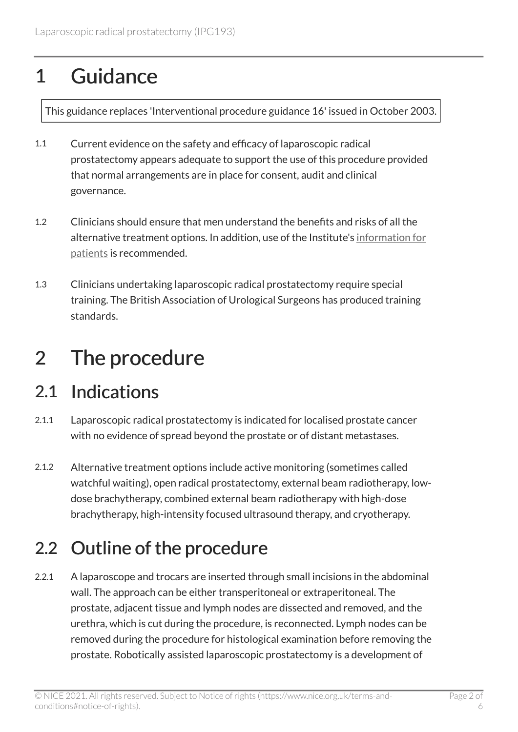# 1 Guidance

This guidance replaces 'Interventional procedure guidance 16' issued in October 2003.

1.1 Current evidence on the safety and efficacy of laparoscopic radical prostatectomy appears adequate to support the use of this procedure provided that normal arrangements are in place for consent, audit and clinical governance.

1.2 Clinicians should ensure that men understand the benefits and risks of all the alternative treatment options. In addition, use of the Institute's information for patients is recommended.

1.3 Clinicians undertaking laparoscopic radical prostatectomy require special training. The British Association of Urological Surgeons has produced training standards.

# 2 The procedure

## 2.1 Indications

2.1.1 Laparoscopic radical prostatectomy is indicated for localised prostate cancer with no evidence of spread beyond the prostate or of distant metastases.

2.1.2 Alternative treatment options include active monitoring (sometimes called watchful waiting), open radical prostatectomy, external beam radiotherapy, low-dose brachytherapy, combined external beam radiotherapy with high-dose brachytherapy, high-intensity focused ultrasound therapy, and cryotherapy.

## 2.2 Outline of the procedure

2.2.1 A laparoscope and trocars are inserted through small incisions in the abdominal wall. The approach can be either transperitoneal or extraperitoneal. The prostate, adjacent tissue and lymph nodes are dissected and removed, and the urethra, which is cut during the procedure, is reconnected. Lymph nodes can be removed during the procedure for histological examination before removing the prostate. Robotically assisted laparoscopic prostatectomy is a development of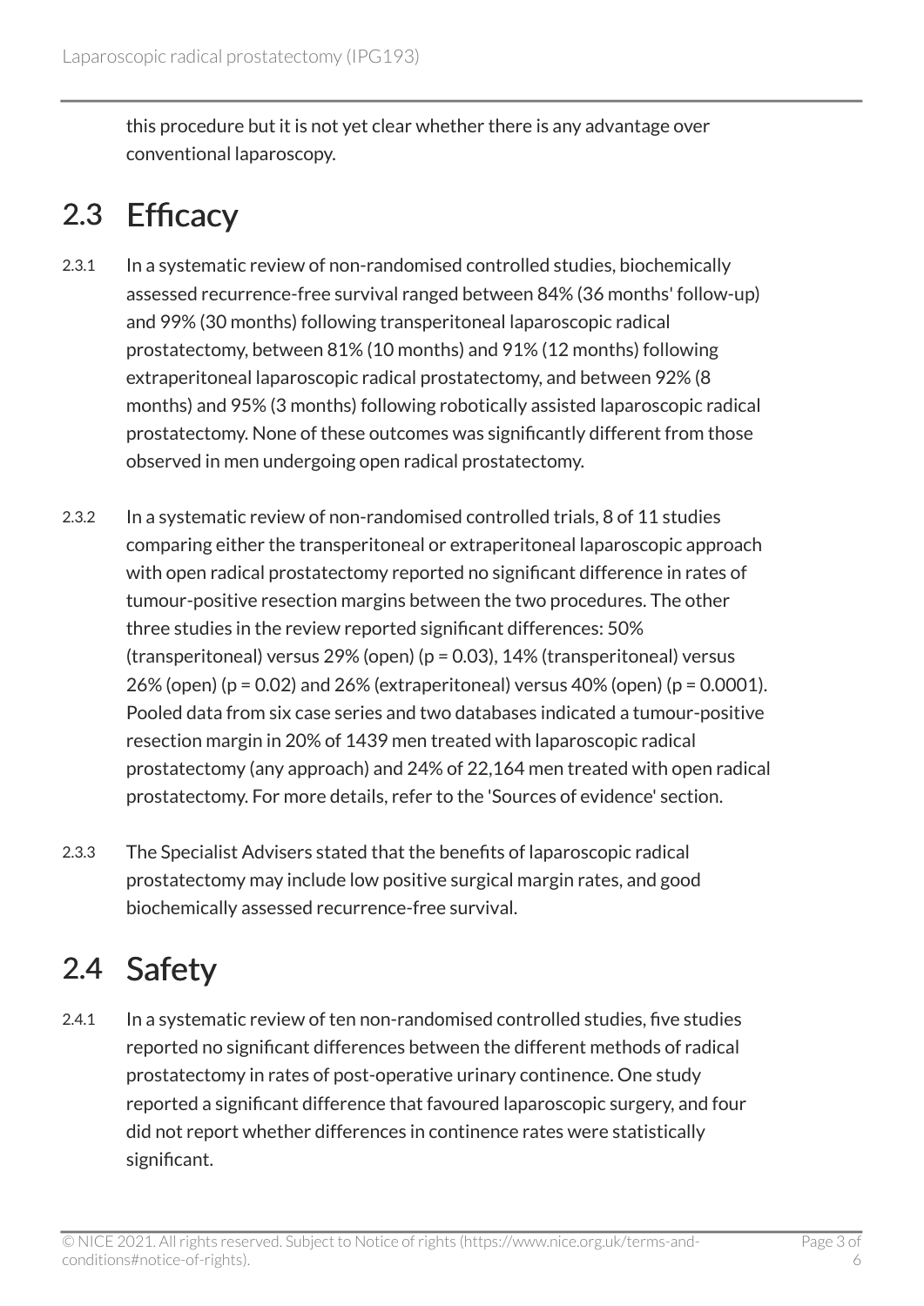this procedure but it is not yet clear whether there is any advantage over conventional laparoscopy.

## 2.3 Efficacy

2.3.1 In a systematic review of non-randomised controlled studies, biochemically assessed recurrence-free survival ranged between 84% (36 months' follow-up) and 99% (30 months) following transperitoneal laparoscopic radical prostatectomy, between 81% (10 months) and 91% (12 months) following extraperitoneal laparoscopic radical prostatectomy, and between 92% (8 months) and 95% (3 months) following robotically assisted laparoscopic radical prostatectomy. None of these outcomes was significantly different from those observed in men undergoing open radical prostatectomy.

2.3.2 In a systematic review of non-randomised controlled trials, 8 of 11 studies comparing either the transperitoneal or extraperitoneal laparoscopic approach with open radical prostatectomy reported no significant difference in rates of tumour-positive resection margins between the two procedures. The other three studies in the review reported significant differences: 50% (transperitoneal) versus 29% (open) ($p = 0.03$), 14% (transperitoneal) versus 26% (open) ($p = 0.02$) and 26% (extraperitoneal) versus 40% (open) ($p = 0.0001$). Pooled data from six case series and two databases indicated a tumour-positive resection margin in 20% of 1439 men treated with laparoscopic radical prostatectomy (any approach) and 24% of 22,164 men treated with open radical prostatectomy. For more details, refer to the 'Sources of evidence' section.

2.3.3 The Specialist Advisers stated that the benefits of laparoscopic radical prostatectomy may include low positive surgical margin rates, and good biochemically assessed recurrence-free survival.

## 2.4 Safety

2.4.1 In a systematic review of ten non-randomised controlled studies, five studies reported no significant differences between the different methods of radical prostatectomy in rates of post-operative urinary continence. One study reported a significant difference that favoured laparoscopic surgery, and four did not report whether differences in continence rates were statistically significant.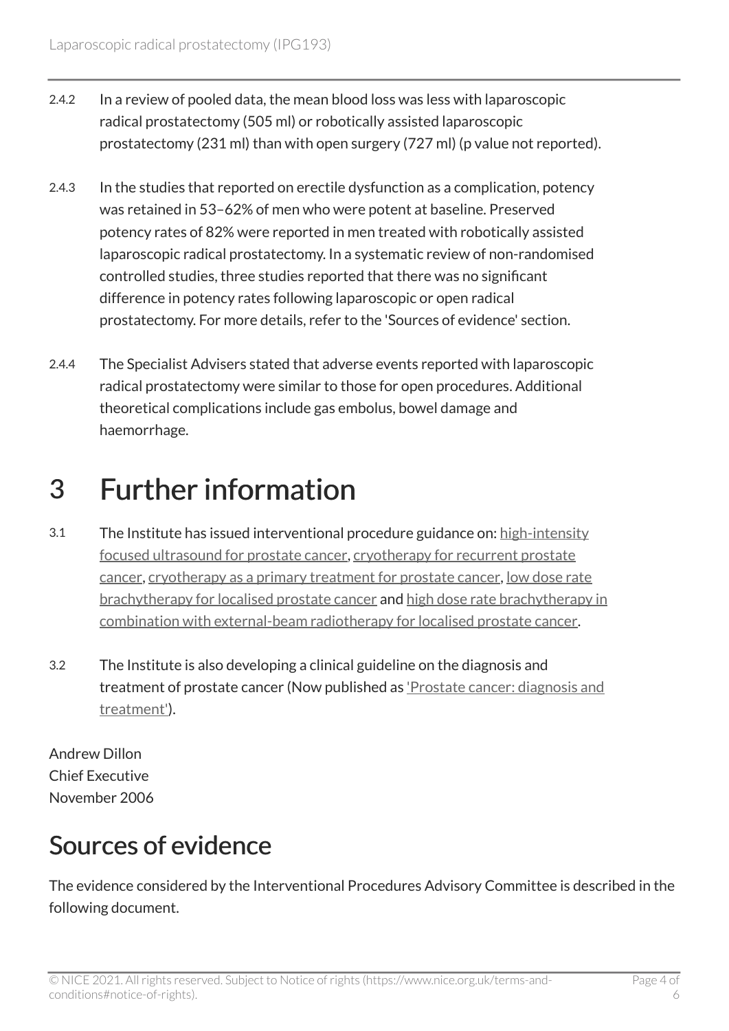2.4.2 In a review of pooled data, the mean blood loss was less with laparoscopic radical prostatectomy (505 ml) or robotically assisted laparoscopic prostatectomy (231 ml) than with open surgery (727 ml) (p value not reported).

2.4.3 In the studies that reported on erectile dysfunction as a complication, potency was retained in 53–62% of men who were potent at baseline. Preserved potency rates of 82% were reported in men treated with robotically assisted laparoscopic radical prostatectomy. In a systematic review of non-randomised controlled studies, three studies reported that there was no significant difference in potency rates following laparoscopic or open radical prostatectomy. For more details, refer to the 'Sources of evidence' section.

2.4.4 The Specialist Advisers stated that adverse events reported with laparoscopic radical prostatectomy were similar to those for open procedures. Additional theoretical complications include gas embolus, bowel damage and haemorrhage.

# 3 Further information

3.1 The Institute has issued interventional procedure guidance on: high-intensity focused ultrasound for prostate cancer, cryotherapy for recurrent prostate cancer, cryotherapy as a primary treatment for prostate cancer, low dose rate brachytherapy for localised prostate cancer and high dose rate brachytherapy in combination with external-beam radiotherapy for localised prostate cancer.

3.2 The Institute is also developing a clinical guideline on the diagnosis and treatment of prostate cancer (Now published as 'Prostate cancer: diagnosis and treatment').

Andrew Dillon
Chief Executive
November 2006

## Sources of evidence

The evidence considered by the Interventional Procedures Advisory Committee is described in the following document.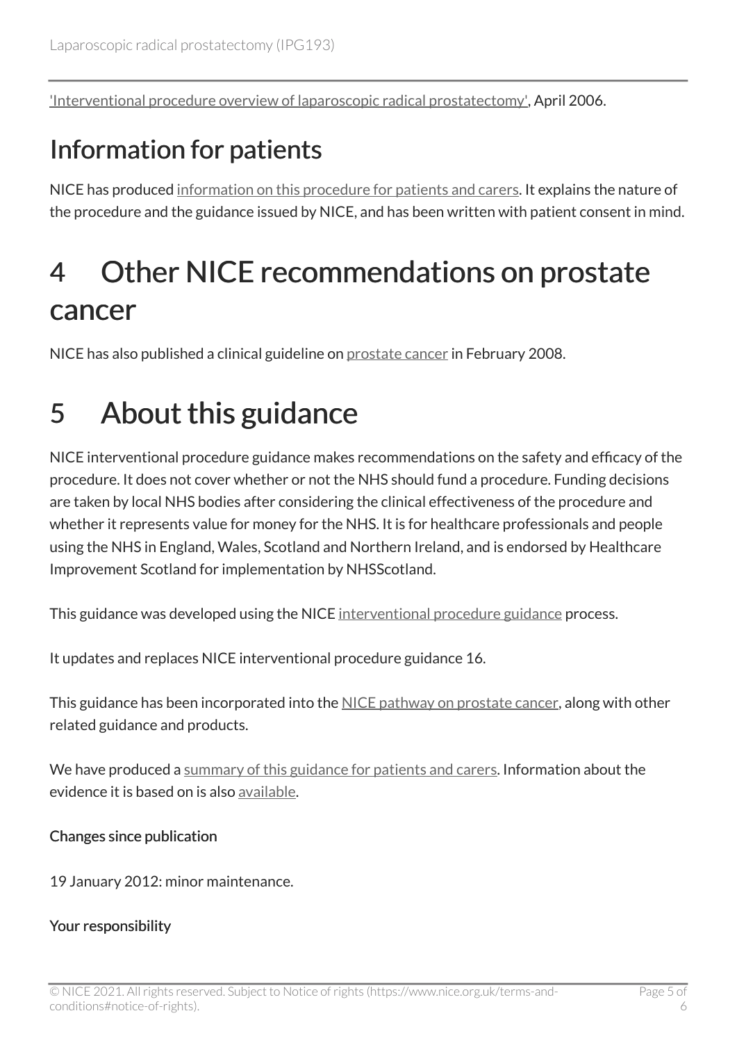'Interventional procedure overview of laparoscopic radical prostatectomy', April 2006.

## Information for patients

NICE has produced information on this procedure for patients and carers. It explains the nature of the procedure and the guidance issued by NICE, and has been written with patient consent in mind.

# 4 Other NICE recommendations on prostate cancer

NICE has also published a clinical guideline on prostate cancer in February 2008.

# 5 About this guidance

NICE interventional procedure guidance makes recommendations on the safety and efficacy of the procedure. It does not cover whether or not the NHS should fund a procedure. Funding decisions are taken by local NHS bodies after considering the clinical effectiveness of the procedure and whether it represents value for money for the NHS. It is for healthcare professionals and people using the NHS in England, Wales, Scotland and Northern Ireland, and is endorsed by Healthcare Improvement Scotland for implementation by NHSScotland.

This guidance was developed using the NICE interventional procedure guidance process.

It updates and replaces NICE interventional procedure guidance 16.

This guidance has been incorporated into the NICE pathway on prostate cancer, along with other related guidance and products.

We have produced a summary of this guidance for patients and carers. Information about the evidence it is based on is also available.

#### Changes since publication

19 January 2012: minor maintenance.

#### Your responsibility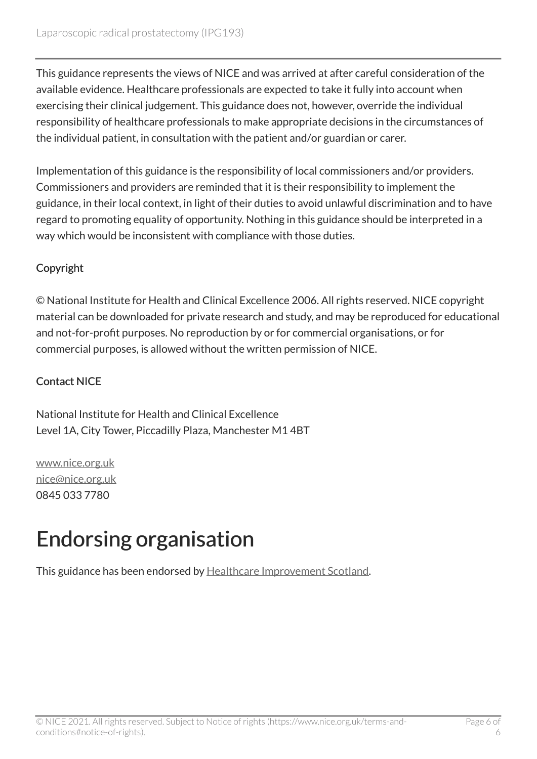This guidance represents the views of NICE and was arrived at after careful consideration of the available evidence. Healthcare professionals are expected to take it fully into account when exercising their clinical judgement. This guidance does not, however, override the individual responsibility of healthcare professionals to make appropriate decisions in the circumstances of the individual patient, in consultation with the patient and/or guardian or carer.

Implementation of this guidance is the responsibility of local commissioners and/or providers. Commissioners and providers are reminded that it is their responsibility to implement the guidance, in their local context, in light of their duties to avoid unlawful discrimination and to have regard to promoting equality of opportunity. Nothing in this guidance should be interpreted in a way which would be inconsistent with compliance with those duties.

### Copyright

© National Institute for Health and Clinical Excellence 2006. All rights reserved. NICE copyright material can be downloaded for private research and study, and may be reproduced for educational and not-for-profit purposes. No reproduction by or for commercial organisations, or for commercial purposes, is allowed without the written permission of NICE.

### Contact NICE

National Institute for Health and Clinical Excellence
Level 1A, City Tower, Piccadilly Plaza, Manchester M1 4BT

www.nice.org.uk
nice@nice.org.uk
0845 033 7780

# Endorsing organisation

This guidance has been endorsed by Healthcare Improvement Scotland.